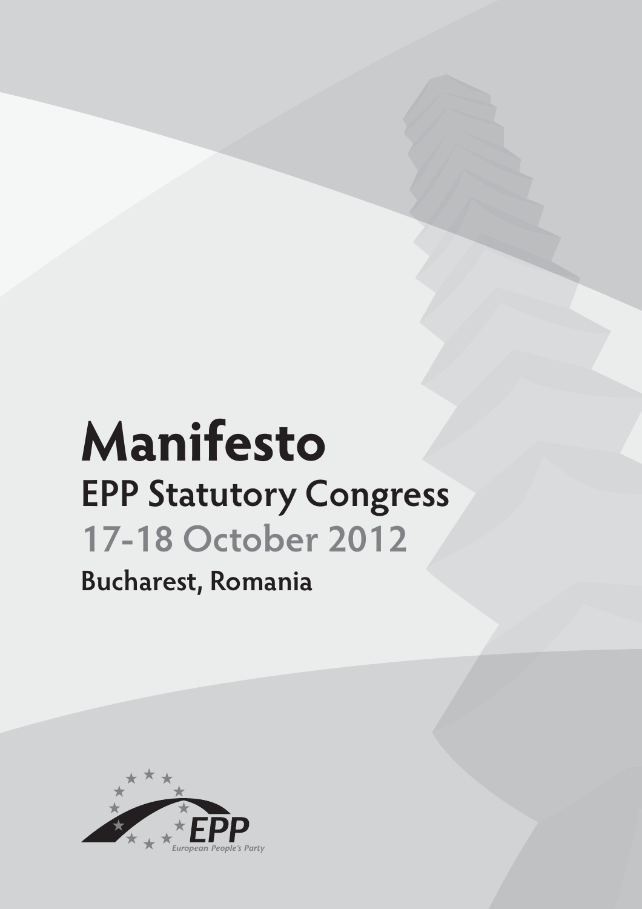# Manifesto

## EPP Statutory Congress

## 17-18 October 2012

### Bucharest, Romania

EPP

European People's Party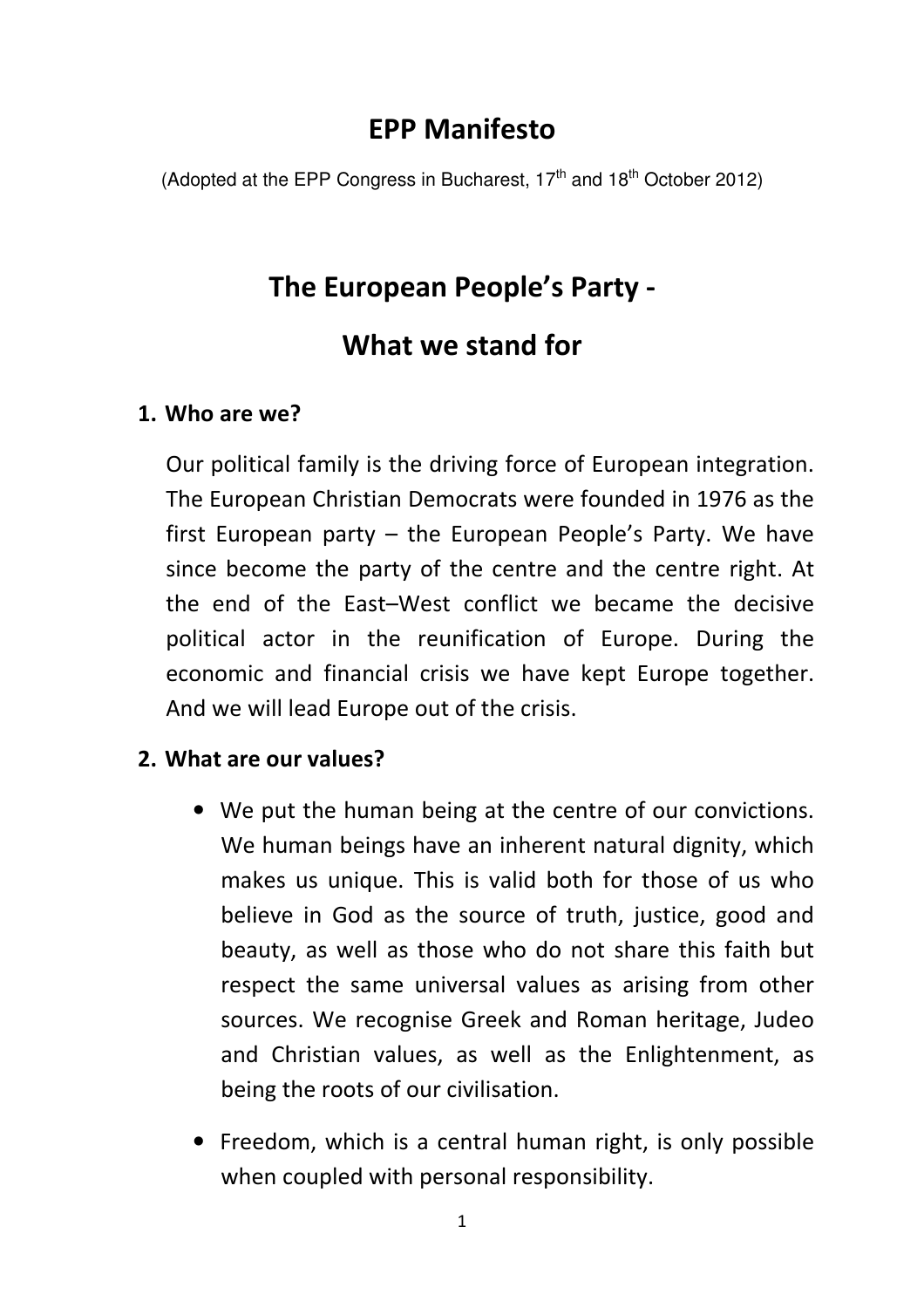# EPP Manifesto

(Adopted at the EPP Congress in Bucharest, 17th and 18th October 2012)

# The European People's Party - What we stand for

## 1. Who are we?

Our political family is the driving force of European integration. The European Christian Democrats were founded in 1976 as the first European party – the European People's Party. We have since become the party of the centre and the centre right. At the end of the East–West conflict we became the decisive political actor in the reunification of Europe. During the economic and financial crisis we have kept Europe together. And we will lead Europe out of the crisis.

## 2. What are our values?

- We put the human being at the centre of our convictions. We human beings have an inherent natural dignity, which makes us unique. This is valid both for those of us who believe in God as the source of truth, justice, good and beauty, as well as those who do not share this faith but respect the same universal values as arising from other sources. We recognise Greek and Roman heritage, Judeo and Christian values, as well as the Enlightenment, as being the roots of our civilisation.
- Freedom, which is a central human right, is only possible when coupled with personal responsibility.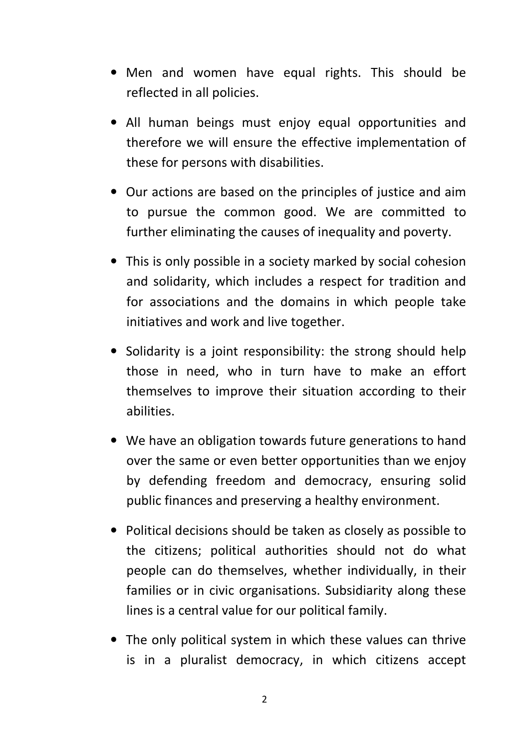- Men and women have equal rights. This should be reflected in all policies.
- All human beings must enjoy equal opportunities and therefore we will ensure the effective implementation of these for persons with disabilities.
- Our actions are based on the principles of justice and aim to pursue the common good. We are committed to further eliminating the causes of inequality and poverty.
- This is only possible in a society marked by social cohesion and solidarity, which includes a respect for tradition and for associations and the domains in which people take initiatives and work and live together.
- Solidarity is a joint responsibility: the strong should help those in need, who in turn have to make an effort themselves to improve their situation according to their abilities.
- We have an obligation towards future generations to hand over the same or even better opportunities than we enjoy by defending freedom and democracy, ensuring solid public finances and preserving a healthy environment.
- Political decisions should be taken as closely as possible to the citizens; political authorities should not do what people can do themselves, whether individually, in their families or in civic organisations. Subsidiarity along these lines is a central value for our political family.
- The only political system in which these values can thrive is in a pluralist democracy, in which citizens accept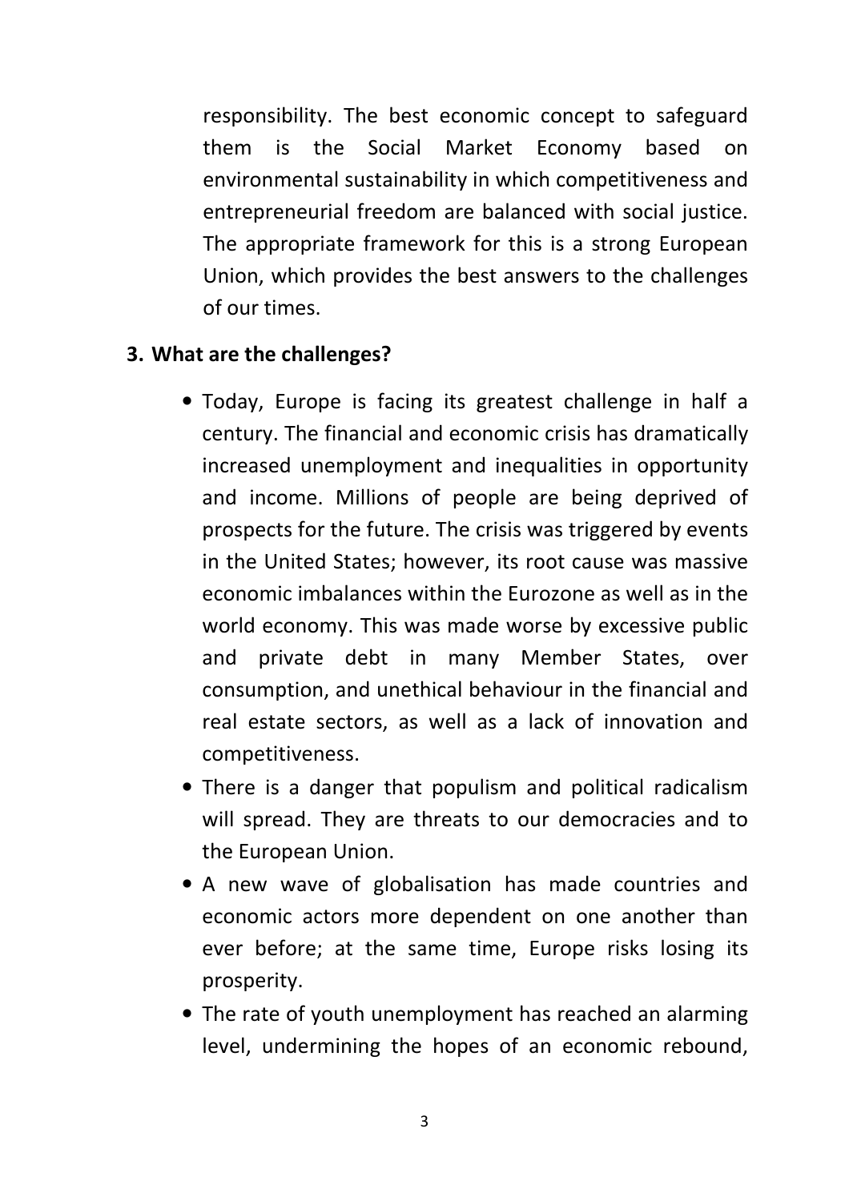responsibility. The best economic concept to safeguard them is the Social Market Economy based on environmental sustainability in which competitiveness and entrepreneurial freedom are balanced with social justice. The appropriate framework for this is a strong European Union, which provides the best answers to the challenges of our times.

## 3. What are the challenges?

- Today, Europe is facing its greatest challenge in half a century. The financial and economic crisis has dramatically increased unemployment and inequalities in opportunity and income. Millions of people are being deprived of prospects for the future. The crisis was triggered by events in the United States; however, its root cause was massive economic imbalances within the Eurozone as well as in the world economy. This was made worse by excessive public and private debt in many Member States, over consumption, and unethical behaviour in the financial and real estate sectors, as well as a lack of innovation and competitiveness.
- There is a danger that populism and political radicalism will spread. They are threats to our democracies and to the European Union.
- A new wave of globalisation has made countries and economic actors more dependent on one another than ever before; at the same time, Europe risks losing its prosperity.
- The rate of youth unemployment has reached an alarming level, undermining the hopes of an economic rebound,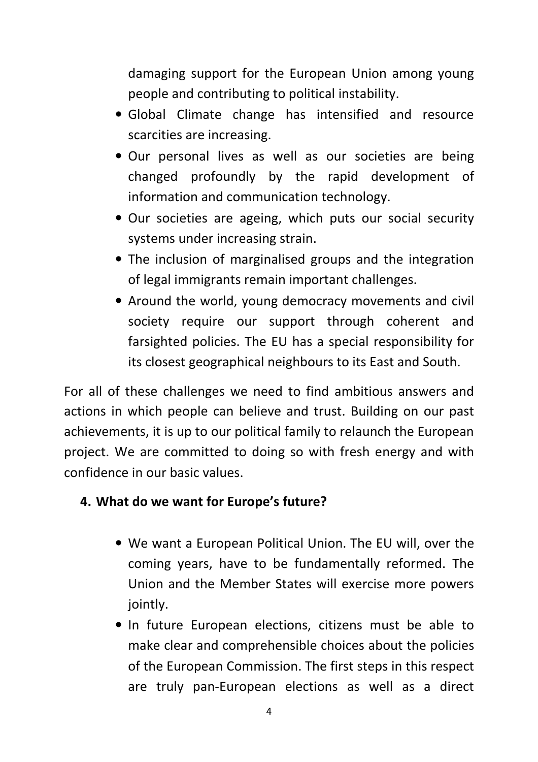damaging support for the European Union among young people and contributing to political instability.

- Global Climate change has intensified and resource scarcities are increasing.
- Our personal lives as well as our societies are being changed profoundly by the rapid development of information and communication technology.
- Our societies are ageing, which puts our social security systems under increasing strain.
- The inclusion of marginalised groups and the integration of legal immigrants remain important challenges.
- Around the world, young democracy movements and civil society require our support through coherent and farsighted policies. The EU has a special responsibility for its closest geographical neighbours to its East and South.

For all of these challenges we need to find ambitious answers and actions in which people can believe and trust. Building on our past achievements, it is up to our political family to relaunch the European project. We are committed to doing so with fresh energy and with confidence in our basic values.

## 4. What do we want for Europe's future?

- We want a European Political Union. The EU will, over the coming years, have to be fundamentally reformed. The Union and the Member States will exercise more powers jointly.
- In future European elections, citizens must be able to make clear and comprehensible choices about the policies of the European Commission. The first steps in this respect are truly pan-European elections as well as a direct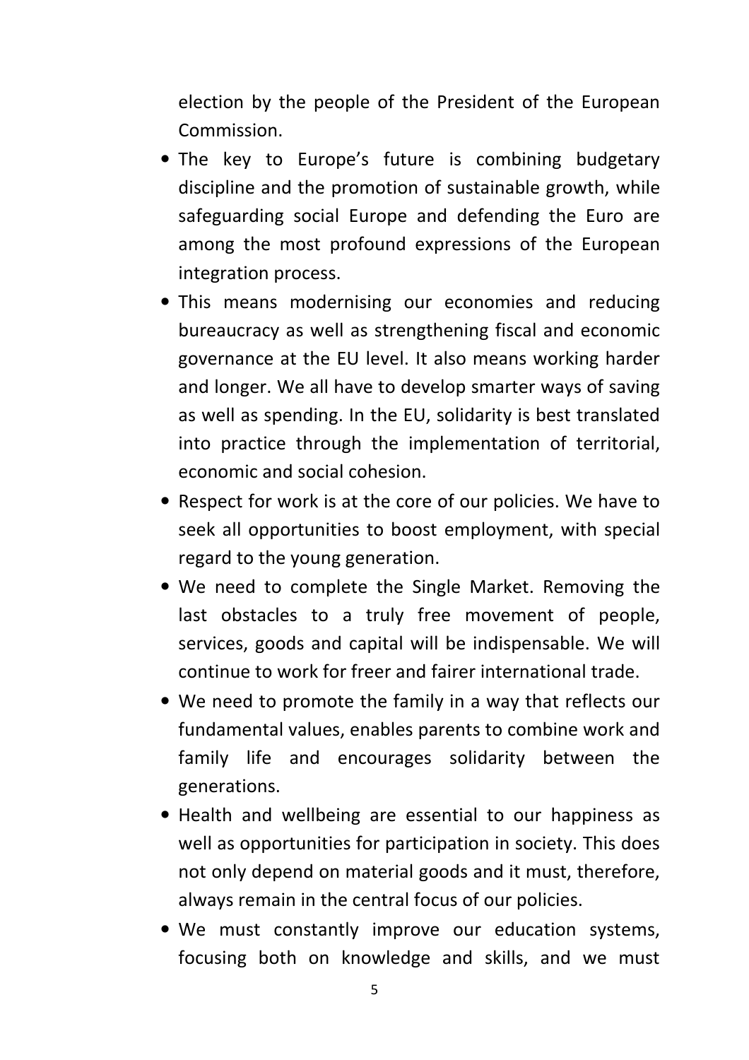election by the people of the President of the European Commission.

- The key to Europe's future is combining budgetary discipline and the promotion of sustainable growth, while safeguarding social Europe and defending the Euro are among the most profound expressions of the European integration process.
- This means modernising our economies and reducing bureaucracy as well as strengthening fiscal and economic governance at the EU level. It also means working harder and longer. We all have to develop smarter ways of saving as well as spending. In the EU, solidarity is best translated into practice through the implementation of territorial, economic and social cohesion.
- Respect for work is at the core of our policies. We have to seek all opportunities to boost employment, with special regard to the young generation.
- We need to complete the Single Market. Removing the last obstacles to a truly free movement of people, services, goods and capital will be indispensable. We will continue to work for freer and fairer international trade.
- We need to promote the family in a way that reflects our fundamental values, enables parents to combine work and family life and encourages solidarity between the generations.
- Health and wellbeing are essential to our happiness as well as opportunities for participation in society. This does not only depend on material goods and it must, therefore, always remain in the central focus of our policies.
- We must constantly improve our education systems, focusing both on knowledge and skills, and we must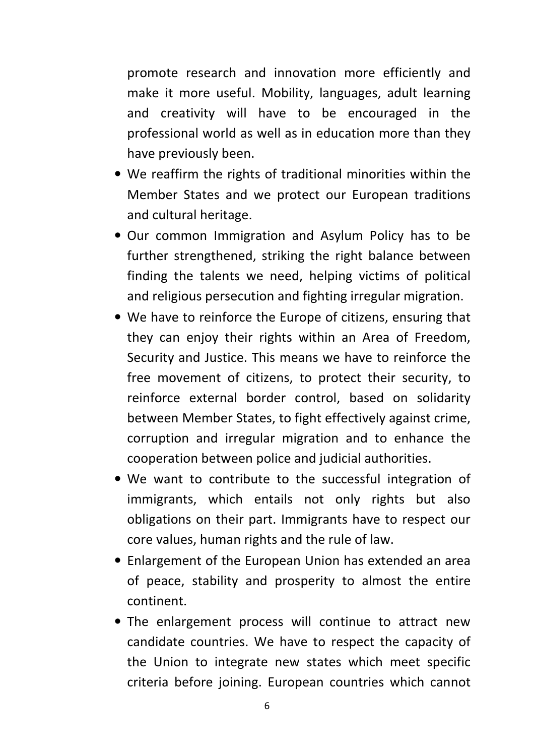promote research and innovation more efficiently and make it more useful. Mobility, languages, adult learning and creativity will have to be encouraged in the professional world as well as in education more than they have previously been.

- We reaffirm the rights of traditional minorities within the Member States and we protect our European traditions and cultural heritage.
- Our common Immigration and Asylum Policy has to be further strengthened, striking the right balance between finding the talents we need, helping victims of political and religious persecution and fighting irregular migration.
- We have to reinforce the Europe of citizens, ensuring that they can enjoy their rights within an Area of Freedom, Security and Justice. This means we have to reinforce the free movement of citizens, to protect their security, to reinforce external border control, based on solidarity between Member States, to fight effectively against crime, corruption and irregular migration and to enhance the cooperation between police and judicial authorities.
- We want to contribute to the successful integration of immigrants, which entails not only rights but also obligations on their part. Immigrants have to respect our core values, human rights and the rule of law.
- Enlargement of the European Union has extended an area of peace, stability and prosperity to almost the entire continent.
- The enlargement process will continue to attract new candidate countries. We have to respect the capacity of the Union to integrate new states which meet specific criteria before joining. European countries which cannot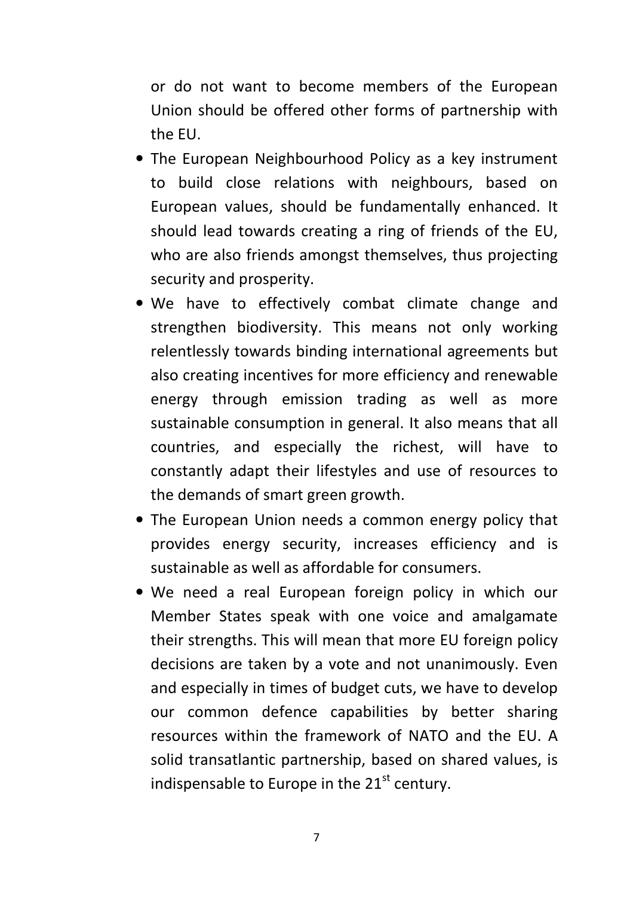or do not want to become members of the European Union should be offered other forms of partnership with the EU.

- The European Neighbourhood Policy as a key instrument to build close relations with neighbours, based on European values, should be fundamentally enhanced. It should lead towards creating a ring of friends of the EU, who are also friends amongst themselves, thus projecting security and prosperity.
- We have to effectively combat climate change and strengthen biodiversity. This means not only working relentlessly towards binding international agreements but also creating incentives for more efficiency and renewable energy through emission trading as well as more sustainable consumption in general. It also means that all countries, and especially the richest, will have to constantly adapt their lifestyles and use of resources to the demands of smart green growth.
- The European Union needs a common energy policy that provides energy security, increases efficiency and is sustainable as well as affordable for consumers.
- We need a real European foreign policy in which our Member States speak with one voice and amalgamate their strengths. This will mean that more EU foreign policy decisions are taken by a vote and not unanimously. Even and especially in times of budget cuts, we have to develop our common defence capabilities by better sharing resources within the framework of NATO and the EU. A solid transatlantic partnership, based on shared values, is indispensable to Europe in the 21st century.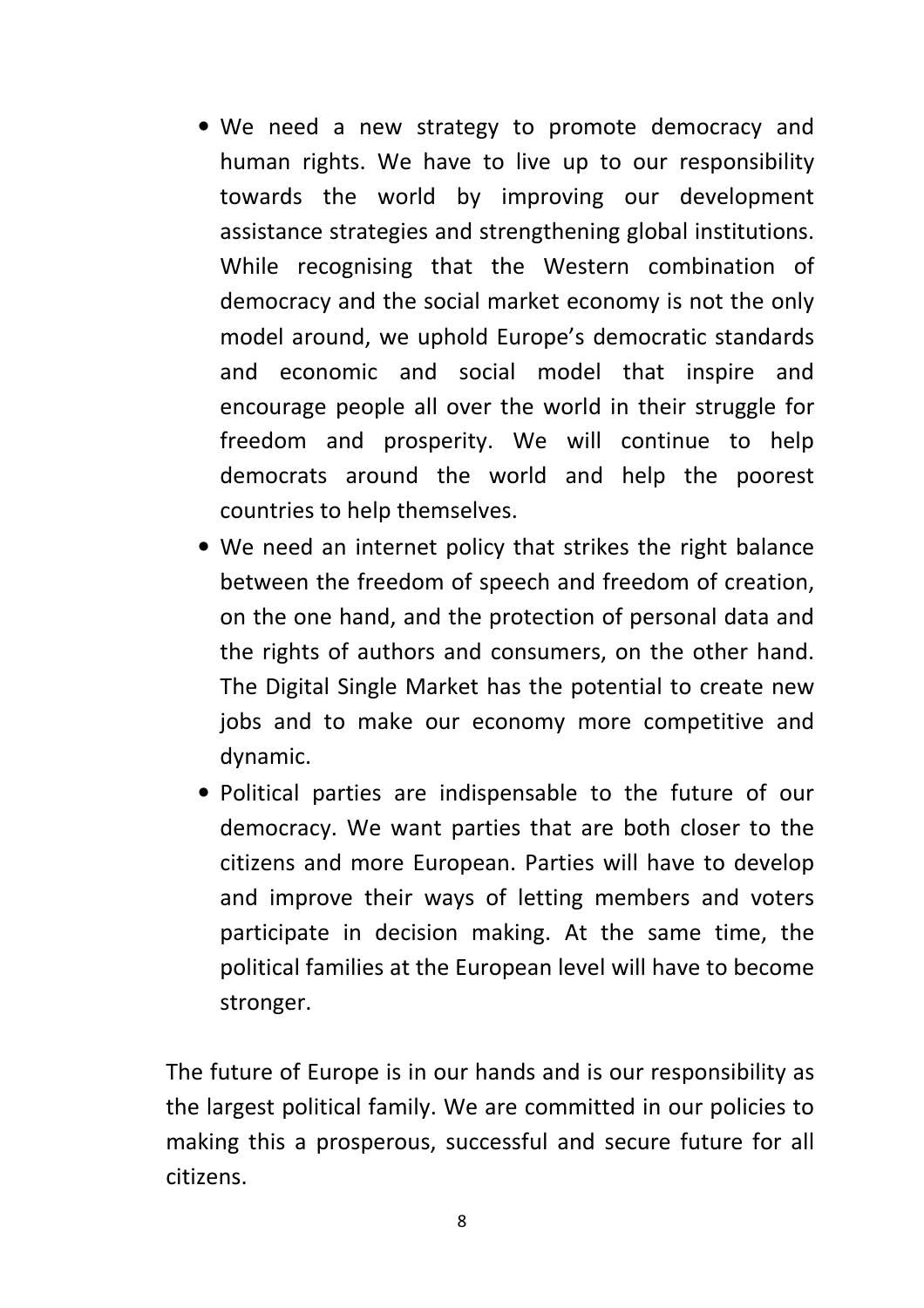- We need a new strategy to promote democracy and human rights. We have to live up to our responsibility towards the world by improving our development assistance strategies and strengthening global institutions. While recognising that the Western combination of democracy and the social market economy is not the only model around, we uphold Europe's democratic standards and economic and social model that inspire and encourage people all over the world in their struggle for freedom and prosperity. We will continue to help democrats around the world and help the poorest countries to help themselves.
- We need an internet policy that strikes the right balance between the freedom of speech and freedom of creation, on the one hand, and the protection of personal data and the rights of authors and consumers, on the other hand. The Digital Single Market has the potential to create new jobs and to make our economy more competitive and dynamic.
- Political parties are indispensable to the future of our democracy. We want parties that are both closer to the citizens and more European. Parties will have to develop and improve their ways of letting members and voters participate in decision making. At the same time, the political families at the European level will have to become stronger.

The future of Europe is in our hands and is our responsibility as the largest political family. We are committed in our policies to making this a prosperous, successful and secure future for all citizens.